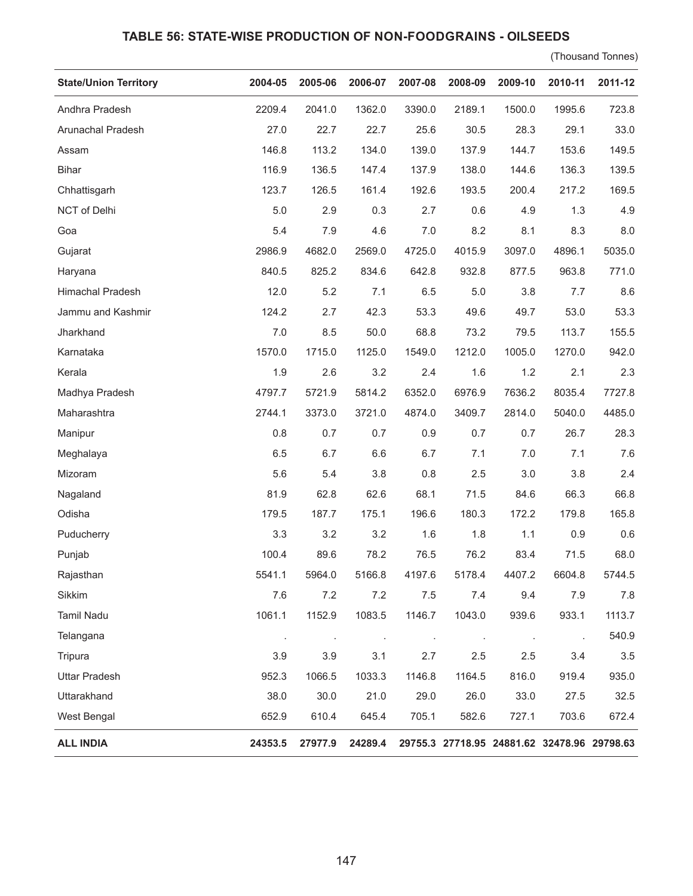## TABLE 56: STATE-WISE PRODUCTION OF NON-FOODGRAINS - OILSEEDS

(Thousand Tonnes)

| State/Union Territory | 2004-05 | 2005-06 | 2006-07 | 2007-08 | 2008-09 | 2009-10 | 2010-11 | 2011-12 |
|---|---|---|---|---|---|---|---|---|
| Andhra Pradesh | 2209.4 | 2041.0 | 1362.0 | 3390.0 | 2189.1 | 1500.0 | 1995.6 | 723.8 |
| Arunachal Pradesh | 27.0 | 22.7 | 22.7 | 25.6 | 30.5 | 28.3 | 29.1 | 33.0 |
| Assam | 146.8 | 113.2 | 134.0 | 139.0 | 137.9 | 144.7 | 153.6 | 149.5 |
| Bihar | 116.9 | 136.5 | 147.4 | 137.9 | 138.0 | 144.6 | 136.3 | 139.5 |
| Chhattisgarh | 123.7 | 126.5 | 161.4 | 192.6 | 193.5 | 200.4 | 217.2 | 169.5 |
| NCT of Delhi | 5.0 | 2.9 | 0.3 | 2.7 | 0.6 | 4.9 | 1.3 | 4.9 |
| Goa | 5.4 | 7.9 | 4.6 | 7.0 | 8.2 | 8.1 | 8.3 | 8.0 |
| Gujarat | 2986.9 | 4682.0 | 2569.0 | 4725.0 | 4015.9 | 3097.0 | 4896.1 | 5035.0 |
| Haryana | 840.5 | 825.2 | 834.6 | 642.8 | 932.8 | 877.5 | 963.8 | 771.0 |
| Himachal Pradesh | 12.0 | 5.2 | 7.1 | 6.5 | 5.0 | 3.8 | 7.7 | 8.6 |
| Jammu and Kashmir | 124.2 | 2.7 | 42.3 | 53.3 | 49.6 | 49.7 | 53.0 | 53.3 |
| Jharkhand | 7.0 | 8.5 | 50.0 | 68.8 | 73.2 | 79.5 | 113.7 | 155.5 |
| Karnataka | 1570.0 | 1715.0 | 1125.0 | 1549.0 | 1212.0 | 1005.0 | 1270.0 | 942.0 |
| Kerala | 1.9 | 2.6 | 3.2 | 2.4 | 1.6 | 1.2 | 2.1 | 2.3 |
| Madhya Pradesh | 4797.7 | 5721.9 | 5814.2 | 6352.0 | 6976.9 | 7636.2 | 8035.4 | 7727.8 |
| Maharashtra | 2744.1 | 3373.0 | 3721.0 | 4874.0 | 3409.7 | 2814.0 | 5040.0 | 4485.0 |
| Manipur | 0.8 | 0.7 | 0.7 | 0.9 | 0.7 | 0.7 | 26.7 | 28.3 |
| Meghalaya | 6.5 | 6.7 | 6.6 | 6.7 | 7.1 | 7.0 | 7.1 | 7.6 |
| Mizoram | 5.6 | 5.4 | 3.8 | 0.8 | 2.5 | 3.0 | 3.8 | 2.4 |
| Nagaland | 81.9 | 62.8 | 62.6 | 68.1 | 71.5 | 84.6 | 66.3 | 66.8 |
| Odisha | 179.5 | 187.7 | 175.1 | 196.6 | 180.3 | 172.2 | 179.8 | 165.8 |
| Puducherry | 3.3 | 3.2 | 3.2 | 1.6 | 1.8 | 1.1 | 0.9 | 0.6 |
| Punjab | 100.4 | 89.6 | 78.2 | 76.5 | 76.2 | 83.4 | 71.5 | 68.0 |
| Rajasthan | 5541.1 | 5964.0 | 5166.8 | 4197.6 | 5178.4 | 4407.2 | 6604.8 | 5744.5 |
| Sikkim | 7.6 | 7.2 | 7.2 | 7.5 | 7.4 | 9.4 | 7.9 | 7.8 |
| Tamil Nadu | 1061.1 | 1152.9 | 1083.5 | 1146.7 | 1043.0 | 939.6 | 933.1 | 1113.7 |
| Telangana | . | . | . | . | . | . | . | 540.9 |
| Tripura | 3.9 | 3.9 | 3.1 | 2.7 | 2.5 | 2.5 | 3.4 | 3.5 |
| Uttar Pradesh | 952.3 | 1066.5 | 1033.3 | 1146.8 | 1164.5 | 816.0 | 919.4 | 935.0 |
| Uttarakhand | 38.0 | 30.0 | 21.0 | 29.0 | 26.0 | 33.0 | 27.5 | 32.5 |
| West Bengal | 652.9 | 610.4 | 645.4 | 705.1 | 582.6 | 727.1 | 703.6 | 672.4 |
| **ALL INDIA** | **24353.5** | **27977.9** | **24289.4** | **29755.3** | **27718.95** | **24881.62** | **32478.96** | **29798.63** |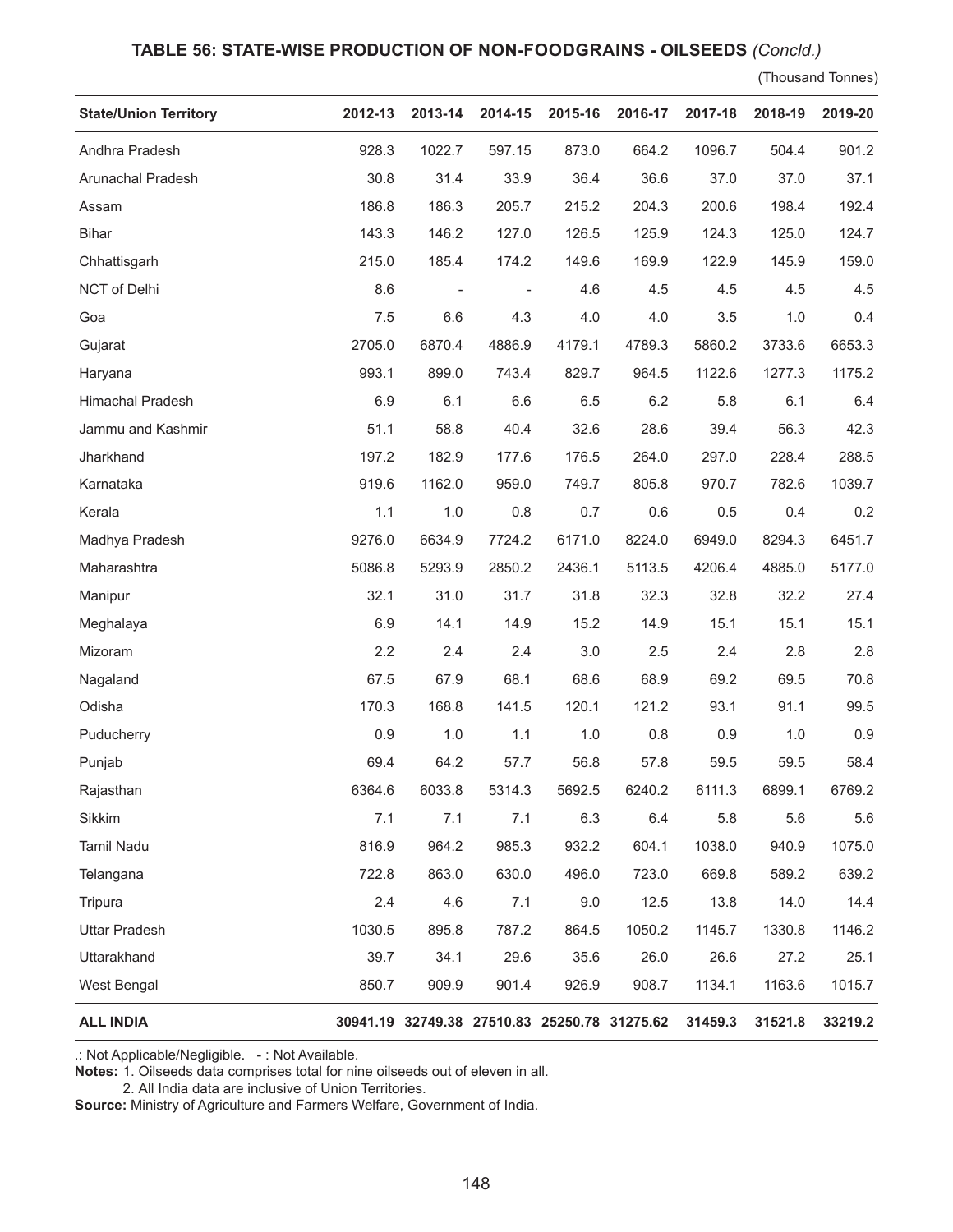## TABLE 56: STATE-WISE PRODUCTION OF NON-FOODGRAINS - OILSEEDS *(Concld.)*

(Thousand Tonnes)

| State/Union Territory | 2012-13 | 2013-14 | 2014-15 | 2015-16 | 2016-17 | 2017-18 | 2018-19 | 2019-20 |
|---|---|---|---|---|---|---|---|---|
| Andhra Pradesh | 928.3 | 1022.7 | 597.15 | 873.0 | 664.2 | 1096.7 | 504.4 | 901.2 |
| Arunachal Pradesh | 30.8 | 31.4 | 33.9 | 36.4 | 36.6 | 37.0 | 37.0 | 37.1 |
| Assam | 186.8 | 186.3 | 205.7 | 215.2 | 204.3 | 200.6 | 198.4 | 192.4 |
| Bihar | 143.3 | 146.2 | 127.0 | 126.5 | 125.9 | 124.3 | 125.0 | 124.7 |
| Chhattisgarh | 215.0 | 185.4 | 174.2 | 149.6 | 169.9 | 122.9 | 145.9 | 159.0 |
| NCT of Delhi | 8.6 | - | - | 4.6 | 4.5 | 4.5 | 4.5 | 4.5 |
| Goa | 7.5 | 6.6 | 4.3 | 4.0 | 4.0 | 3.5 | 1.0 | 0.4 |
| Gujarat | 2705.0 | 6870.4 | 4886.9 | 4179.1 | 4789.3 | 5860.2 | 3733.6 | 6653.3 |
| Haryana | 993.1 | 899.0 | 743.4 | 829.7 | 964.5 | 1122.6 | 1277.3 | 1175.2 |
| Himachal Pradesh | 6.9 | 6.1 | 6.6 | 6.5 | 6.2 | 5.8 | 6.1 | 6.4 |
| Jammu and Kashmir | 51.1 | 58.8 | 40.4 | 32.6 | 28.6 | 39.4 | 56.3 | 42.3 |
| Jharkhand | 197.2 | 182.9 | 177.6 | 176.5 | 264.0 | 297.0 | 228.4 | 288.5 |
| Karnataka | 919.6 | 1162.0 | 959.0 | 749.7 | 805.8 | 970.7 | 782.6 | 1039.7 |
| Kerala | 1.1 | 1.0 | 0.8 | 0.7 | 0.6 | 0.5 | 0.4 | 0.2 |
| Madhya Pradesh | 9276.0 | 6634.9 | 7724.2 | 6171.0 | 8224.0 | 6949.0 | 8294.3 | 6451.7 |
| Maharashtra | 5086.8 | 5293.9 | 2850.2 | 2436.1 | 5113.5 | 4206.4 | 4885.0 | 5177.0 |
| Manipur | 32.1 | 31.0 | 31.7 | 31.8 | 32.3 | 32.8 | 32.2 | 27.4 |
| Meghalaya | 6.9 | 14.1 | 14.9 | 15.2 | 14.9 | 15.1 | 15.1 | 15.1 |
| Mizoram | 2.2 | 2.4 | 2.4 | 3.0 | 2.5 | 2.4 | 2.8 | 2.8 |
| Nagaland | 67.5 | 67.9 | 68.1 | 68.6 | 68.9 | 69.2 | 69.5 | 70.8 |
| Odisha | 170.3 | 168.8 | 141.5 | 120.1 | 121.2 | 93.1 | 91.1 | 99.5 |
| Puducherry | 0.9 | 1.0 | 1.1 | 1.0 | 0.8 | 0.9 | 1.0 | 0.9 |
| Punjab | 69.4 | 64.2 | 57.7 | 56.8 | 57.8 | 59.5 | 59.5 | 58.4 |
| Rajasthan | 6364.6 | 6033.8 | 5314.3 | 5692.5 | 6240.2 | 6111.3 | 6899.1 | 6769.2 |
| Sikkim | 7.1 | 7.1 | 7.1 | 6.3 | 6.4 | 5.8 | 5.6 | 5.6 |
| Tamil Nadu | 816.9 | 964.2 | 985.3 | 932.2 | 604.1 | 1038.0 | 940.9 | 1075.0 |
| Telangana | 722.8 | 863.0 | 630.0 | 496.0 | 723.0 | 669.8 | 589.2 | 639.2 |
| Tripura | 2.4 | 4.6 | 7.1 | 9.0 | 12.5 | 13.8 | 14.0 | 14.4 |
| Uttar Pradesh | 1030.5 | 895.8 | 787.2 | 864.5 | 1050.2 | 1145.7 | 1330.8 | 1146.2 |
| Uttarakhand | 39.7 | 34.1 | 29.6 | 35.6 | 26.0 | 26.6 | 27.2 | 25.1 |
| West Bengal | 850.7 | 909.9 | 901.4 | 926.9 | 908.7 | 1134.1 | 1163.6 | 1015.7 |
| **ALL INDIA** | **30941.19** | **32749.38** | **27510.83** | **25250.78** | **31275.62** | **31459.3** | **31521.8** | **33219.2** |

.: Not Applicable/Negligible. - : Not Available.

**Notes:** 1. Oilseeds data comprises total for nine oilseeds out of eleven in all.

2. All India data are inclusive of Union Territories.

**Source:** Ministry of Agriculture and Farmers Welfare, Government of India.